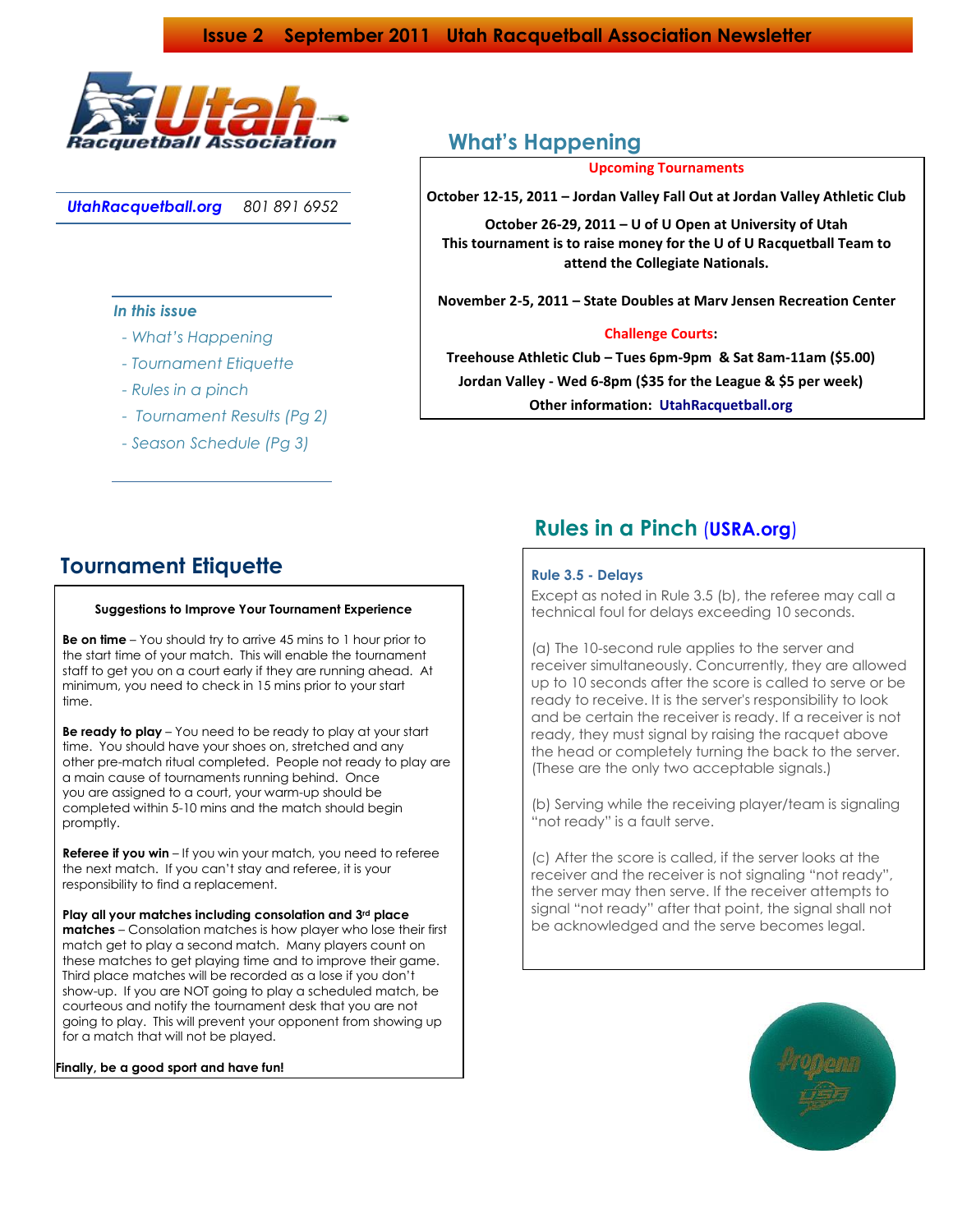# Issue 2 September 2011 Utah Racquetball Association Newsletter

*UtahRacquetball.org* *801 891 6952*

***In this issue***

- *What's Happening*
- *Tournament Etiquette*
- *Rules in a pinch*
- *Tournament Results (Pg 2)*
- *Season Schedule (Pg 3)*

## What's Happening

**Upcoming Tournaments**

**October 12-15, 2011 – Jordan Valley Fall Out at Jordan Valley Athletic Club**

**October 26-29, 2011 – U of U Open at University of Utah**
**This tournament is to raise money for the U of U Racquetball Team to attend the Collegiate Nationals.**

**November 2-5, 2011 – State Doubles at Marv Jensen Recreation Center**

**Challenge Courts:**

**Treehouse Athletic Club – Tues 6pm-9pm & Sat 8am-11am ($5.00)**

**Jordan Valley - Wed 6-8pm ($35 for the League & $5 per week)**

**Other information: UtahRacquetball.org**

## Tournament Etiquette

**Suggestions to Improve Your Tournament Experience**

**Be on time** – You should try to arrive 45 mins to 1 hour prior to the start time of your match. This will enable the tournament staff to get you on a court early if they are running ahead. At minimum, you need to check in 15 mins prior to your start time.

**Be ready to play** – You need to be ready to play at your start time. You should have your shoes on, stretched and any other pre-match ritual completed. People not ready to play are a main cause of tournaments running behind. Once you are assigned to a court, your warm-up should be completed within 5-10 mins and the match should begin promptly.

**Referee if you win** – If you win your match, you need to referee the next match. If you can't stay and referee, it is your responsibility to find a replacement.

**Play all your matches including consolation and 3rd place matches** – Consolation matches is how player who lose their first match get to play a second match. Many players count on these matches to get playing time and to improve their game. Third place matches will be recorded as a lose if you don't show-up. If you are NOT going to play a scheduled match, be courteous and notify the tournament desk that you are not going to play. This will prevent your opponent from showing up for a match that will not be played.

**Finally, be a good sport and have fun!**

## Rules in a Pinch (USRA.org)

**Rule 3.5 - Delays**

Except as noted in Rule 3.5 (b), the referee may call a technical foul for delays exceeding 10 seconds.

(a) The 10-second rule applies to the server and receiver simultaneously. Concurrently, they are allowed up to 10 seconds after the score is called to serve or be ready to receive. It is the server's responsibility to look and be certain the receiver is ready. If a receiver is not ready, they must signal by raising the racquet above the head or completely turning the back to the server. (These are the only two acceptable signals.)

(b) Serving while the receiving player/team is signaling "not ready" is a fault serve.

(c) After the score is called, if the server looks at the receiver and the receiver is not signaling "not ready", the server may then serve. If the receiver attempts to signal "not ready" after that point, the signal shall not be acknowledged and the serve becomes legal.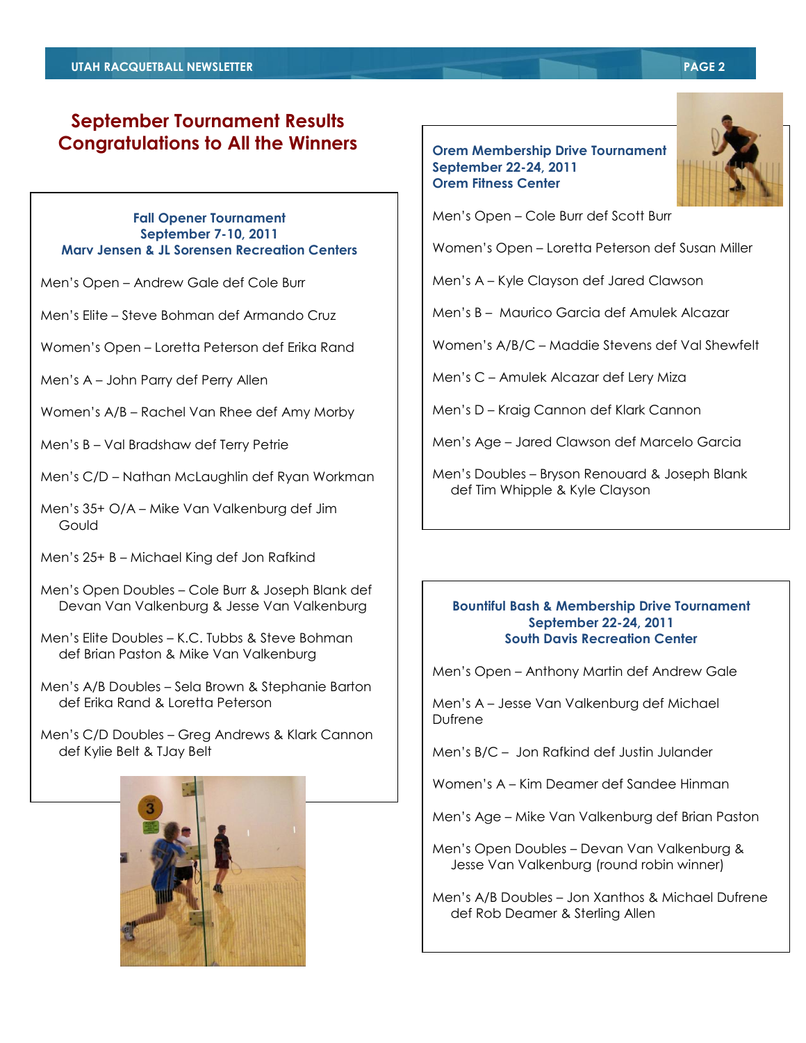# September Tournament Results
## Congratulations to All the Winners

### Fall Opener Tournament
**September 7-10, 2011**
**Marv Jensen & JL Sorensen Recreation Centers**

Men's Open – Andrew Gale def Cole Burr

Men's Elite – Steve Bohman def Armando Cruz

Women's Open – Loretta Peterson def Erika Rand

Men's A – John Parry def Perry Allen

Women's A/B – Rachel Van Rhee def Amy Morby

Men's B – Val Bradshaw def Terry Petrie

Men's C/D – Nathan McLaughlin def Ryan Workman

Men's 35+ O/A – Mike Van Valkenburg def Jim Gould

Men's 25+ B – Michael King def Jon Rafkind

Men's Open Doubles – Cole Burr & Joseph Blank def Devan Van Valkenburg & Jesse Van Valkenburg

Men's Elite Doubles – K.C. Tubbs & Steve Bohman def Brian Paston & Mike Van Valkenburg

Men's A/B Doubles – Sela Brown & Stephanie Barton def Erika Rand & Loretta Peterson

Men's C/D Doubles – Greg Andrews & Klark Cannon def Kylie Belt & TJay Belt

### Orem Membership Drive Tournament
**September 22-24, 2011**
**Orem Fitness Center**

Men's Open – Cole Burr def Scott Burr

Women's Open – Loretta Peterson def Susan Miller

Men's A – Kyle Clayson def Jared Clawson

Men's B – Maurico Garcia def Amulek Alcazar

Women's A/B/C – Maddie Stevens def Val Shewfelt

Men's C – Amulek Alcazar def Lery Miza

Men's D – Kraig Cannon def Klark Cannon

Men's Age – Jared Clawson def Marcelo Garcia

Men's Doubles – Bryson Renouard & Joseph Blank def Tim Whipple & Kyle Clayson

### Bountiful Bash & Membership Drive Tournament
**September 22-24, 2011**
**South Davis Recreation Center**

Men's Open – Anthony Martin def Andrew Gale

Men's A – Jesse Van Valkenburg def Michael Dufrene

Men's B/C – Jon Rafkind def Justin Julander

Women's A – Kim Deamer def Sandee Hinman

Men's Age – Mike Van Valkenburg def Brian Paston

Men's Open Doubles – Devan Van Valkenburg & Jesse Van Valkenburg (round robin winner)

Men's A/B Doubles – Jon Xanthos & Michael Dufrene def Rob Deamer & Sterling Allen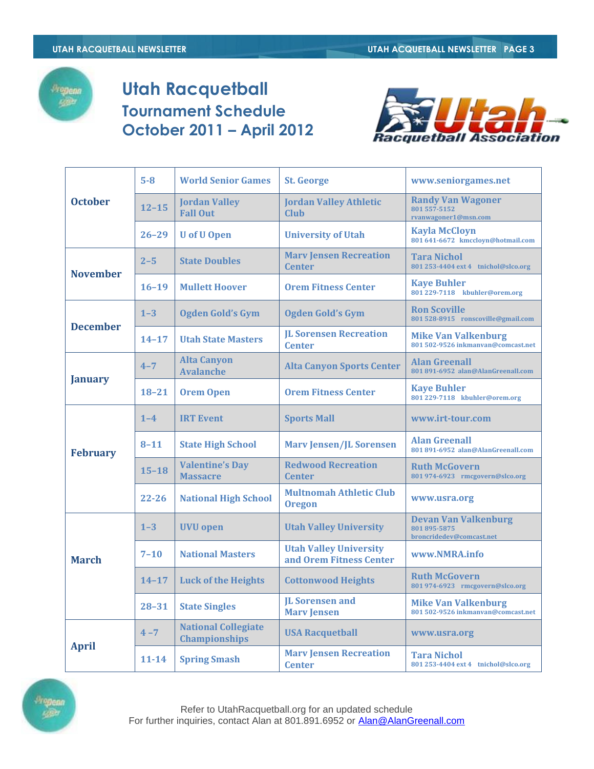# Utah Racquetball
## Tournament Schedule
## October 2011 – April 2012

| | | | | |
|---|---|---|---|---|
| October | 5-8 | World Senior Games | St. George | www.seniorgames.net |
| | 12–15 | Jordan Valley Fall Out | Jordan Valley Athletic Club | Randy Van Wagoner 801 557-5152 rvanwagoner1@msn.com |
| | 26–29 | U of U Open | University of Utah | Kayla McCloyn 801 641-6672 kmccloyn@hotmail.com |
| November | 2–5 | State Doubles | Marv Jensen Recreation Center | Tara Nichol 801 253-4404 ext 4 tnichol@slco.org |
| | 16–19 | Mullett Hoover | Orem Fitness Center | Kaye Buhler 801 229-7118 kbuhler@orem.org |
| December | 1–3 | Ogden Gold's Gym | Ogden Gold's Gym | Ron Scoville 801 528-8915 ronscoville@gmail.com |
| | 14–17 | Utah State Masters | JL Sorensen Recreation Center | Mike Van Valkenburg 801 502-9526 inkmanvan@comcast.net |
| January | 4–7 | Alta Canyon Avalanche | Alta Canyon Sports Center | Alan Greenall 801 891-6952 alan@AlanGreenall.com |
| | 18–21 | Orem Open | Orem Fitness Center | Kaye Buhler 801 229-7118 kbuhler@orem.org |
| February | 1–4 | IRT Event | Sports Mall | www.irt-tour.com |
| | 8–11 | State High School | Marv Jensen/JL Sorensen | Alan Greenall 801 891-6952 alan@AlanGreenall.com |
| | 15–18 | Valentine's Day Massacre | Redwood Recreation Center | Ruth McGovern 801 974-6923 rmcgovern@slco.org |
| | 22-26 | National High School | Multnomah Athletic Club Oregon | www.usra.org |
| March | 1–3 | UVU open | Utah Valley University | Devan Van Valkenburg 801 895-5875 broncridedev@comcast.net |
| | 7–10 | National Masters | Utah Valley University and Orem Fitness Center | www.NMRA.info |
| | 14–17 | Luck of the Heights | Cottonwood Heights | Ruth McGovern 801 974-6923 rmcgovern@slco.org |
| | 28–31 | State Singles | JL Sorensen and Marv Jensen | Mike Van Valkenburg 801 502-9526 inkmanvan@comcast.net |
| April | 4 –7 | National Collegiate Championships | USA Racquetball | www.usra.org |
| | 11-14 | Spring Smash | Marv Jensen Recreation Center | Tara Nichol 801 253-4404 ext 4 tnichol@slco.org |

Refer to UtahRacquetball.org for an updated schedule
For further inquiries, contact Alan at 801.891.6952 or Alan@AlanGreenall.com